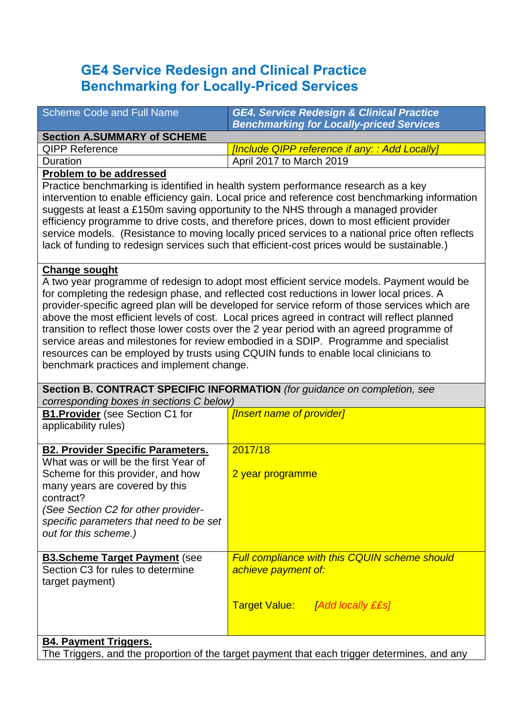# GE4 Service Redesign and Clinical Practice Benchmarking for Locally-Priced Services

| Scheme Code and Full Name | *GE4. Service Redesign & Clinical Practice Benchmarking for Locally-priced Services* |
|---|---|
| **Section A.SUMMARY of SCHEME** | |
| QIPP Reference | *[Include QIPP reference if any: : Add Locally]* |
| Duration | April 2017 to March 2019 |
| **Problem to be addressed**<br>Practice benchmarking is identified in health system performance research as a key intervention to enable efficiency gain. Local price and reference cost benchmarking information suggests at least a £150m saving opportunity to the NHS through a managed provider efficiency programme to drive costs, and therefore prices, down to most efficient provider service models. (Resistance to moving locally priced services to a national price often reflects lack of funding to redesign services such that efficient-cost prices would be sustainable.) | |
| **Change sought**<br>A two year programme of redesign to adopt most efficient service models. Payment would be for completing the redesign phase, and reflected cost reductions in lower local prices. A provider-specific agreed plan will be developed for service reform of those services which are above the most efficient levels of cost. Local prices agreed in contract will reflect planned transition to reflect those lower costs over the 2 year period with an agreed programme of service areas and milestones for review embodied in a SDIP. Programme and specialist resources can be employed by trusts using CQUIN funds to enable local clinicians to benchmark practices and implement change. | |
| **Section B. CONTRACT SPECIFIC INFORMATION** *(for guidance on completion, see corresponding boxes in sections C below)* | |
| **B1.Provider** (see Section C1 for applicability rules) | *[Insert name of provider]* |
| **B2. Provider Specific Parameters.**<br>What was or will be the first Year of Scheme for this provider, and how many years are covered by this contract?<br>*(See Section C2 for other provider-specific parameters that need to be set out for this scheme.)* | 2017/18<br><br>2 year programme |
| **B3.Scheme Target Payment** (see Section C3 for rules to determine target payment) | *Full compliance with this CQUIN scheme should achieve payment of:*<br><br>Target Value: *[Add locally £Es]* |
| **B4. Payment Triggers.**<br>The Triggers, and the proportion of the target payment that each trigger determines, and any | |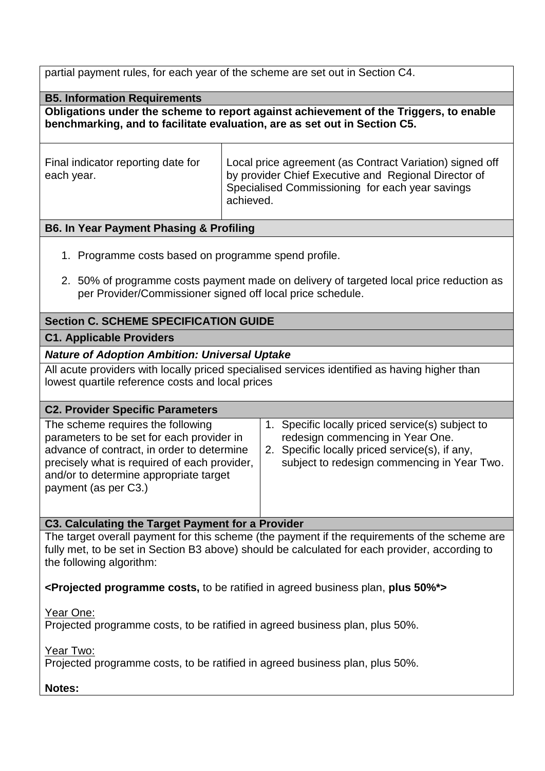partial payment rules, for each year of the scheme are set out in Section C4.

### B5. Information Requirements

**Obligations under the scheme to report against achievement of the Triggers, to enable benchmarking, and to facilitate evaluation, are as set out in Section C5.**

| | |
|---|---|
| Final indicator reporting date for each year. | Local price agreement (as Contract Variation) signed off by provider Chief Executive and Regional Director of Specialised Commissioning for each year savings achieved. |

### B6. In Year Payment Phasing & Profiling

1. Programme costs based on programme spend profile.
2. 50% of programme costs payment made on delivery of targeted local price reduction as per Provider/Commissioner signed off local price schedule.

## Section C. SCHEME SPECIFICATION GUIDE

### C1. Applicable Providers

***Nature of Adoption Ambition: Universal Uptake***

All acute providers with locally priced specialised services identified as having higher than lowest quartile reference costs and local prices

### C2. Provider Specific Parameters

| | |
|---|---|
| The scheme requires the following parameters to be set for each provider in advance of contract, in order to determine precisely what is required of each provider, and/or to determine appropriate target payment (as per C3.) | 1. Specific locally priced service(s) subject to redesign commencing in Year One.<br>2. Specific locally priced service(s), if any, subject to redesign commencing in Year Two. |

### C3. Calculating the Target Payment for a Provider

The target overall payment for this scheme (the payment if the requirements of the scheme are fully met, to be set in Section B3 above) should be calculated for each provider, according to the following algorithm:

**<Projected programme costs,** to be ratified in agreed business plan, **plus 50%*>**

Year One:
Projected programme costs, to be ratified in agreed business plan, plus 50%.

Year Two:
Projected programme costs, to be ratified in agreed business plan, plus 50%.

**Notes:**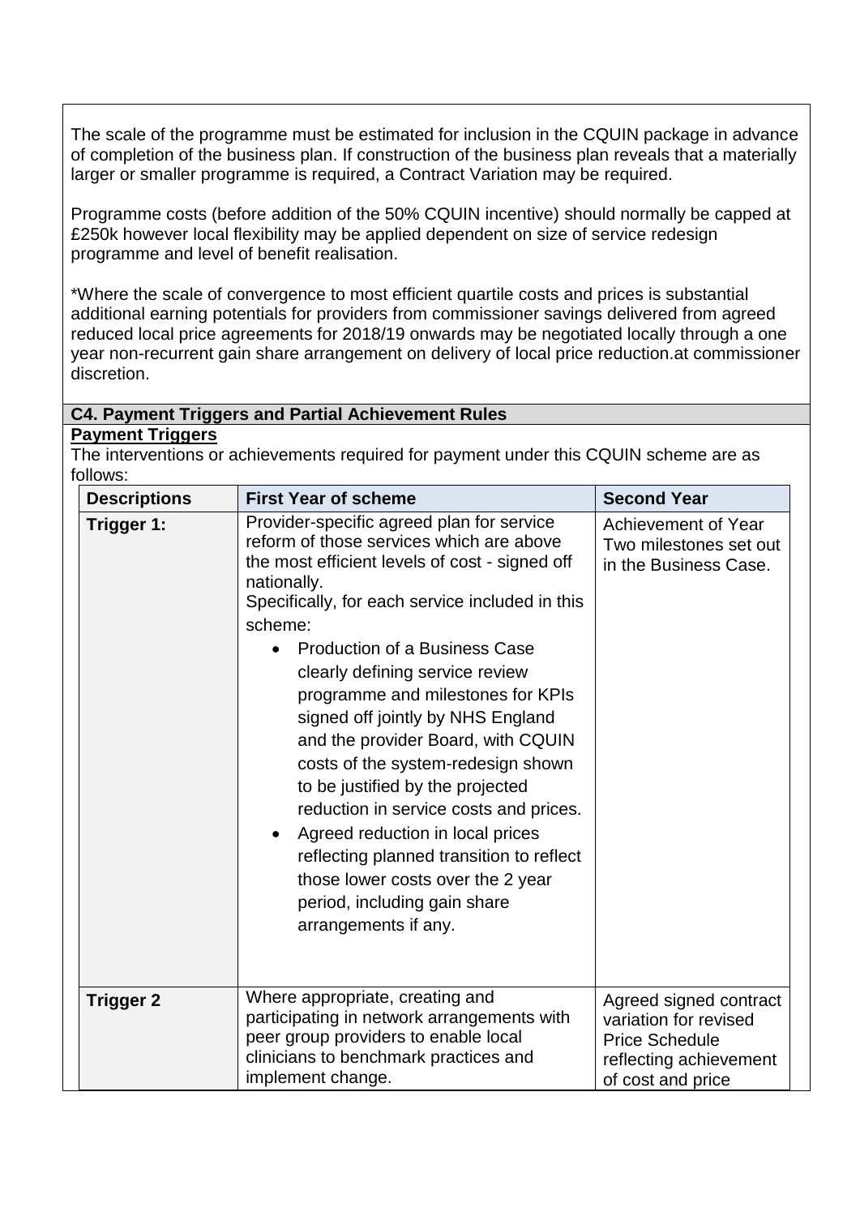The scale of the programme must be estimated for inclusion in the CQUIN package in advance of completion of the business plan. If construction of the business plan reveals that a materially larger or smaller programme is required, a Contract Variation may be required.

Programme costs (before addition of the 50% CQUIN incentive) should normally be capped at £250k however local flexibility may be applied dependent on size of service redesign programme and level of benefit realisation.

*Where the scale of convergence to most efficient quartile costs and prices is substantial additional earning potentials for providers from commissioner savings delivered from agreed reduced local price agreements for 2018/19 onwards may be negotiated locally through a one year non-recurrent gain share arrangement on delivery of local price reduction.at commissioner discretion.

**C4. Payment Triggers and Partial Achievement Rules**

**Payment Triggers**

The interventions or achievements required for payment under this CQUIN scheme are as follows:

| Descriptions | First Year of scheme | Second Year |
|---|---|---|
| **Trigger 1:** | Provider-specific agreed plan for service reform of those services which are above the most efficient levels of cost - signed off nationally.<br>Specifically, for each service included in this scheme:<br>• Production of a Business Case clearly defining service review programme and milestones for KPIs signed off jointly by NHS England and the provider Board, with CQUIN costs of the system-redesign shown to be justified by the projected reduction in service costs and prices.<br>• Agreed reduction in local prices reflecting planned transition to reflect those lower costs over the 2 year period, including gain share arrangements if any. | Achievement of Year Two milestones set out in the Business Case. |
| **Trigger 2** | Where appropriate, creating and participating in network arrangements with peer group providers to enable local clinicians to benchmark practices and implement change. | Agreed signed contract variation for revised Price Schedule reflecting achievement of cost and price |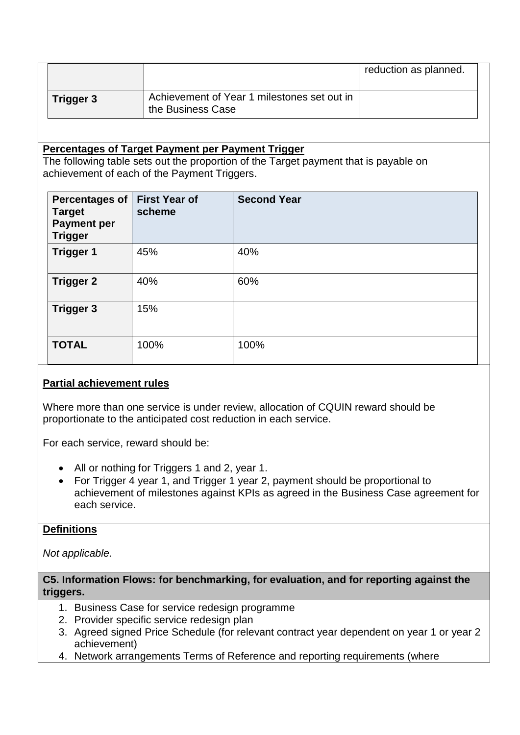| | | reduction as planned. |
|---|---|---|
| **Trigger 3** | Achievement of Year 1 milestones set out in the Business Case | |

**Percentages of Target Payment per Payment Trigger**

The following table sets out the proportion of the Target payment that is payable on achievement of each of the Payment Triggers.

| Percentages of Target Payment per Trigger | First Year of scheme | Second Year |
|---|---|---|
| **Trigger 1** | 45% | 40% |
| **Trigger 2** | 40% | 60% |
| **Trigger 3** | 15% | |
| **TOTAL** | 100% | 100% |

**Partial achievement rules**

Where more than one service is under review, allocation of CQUIN reward should be proportionate to the anticipated cost reduction in each service.

For each service, reward should be:

- All or nothing for Triggers 1 and 2, year 1.
- For Trigger 4 year 1, and Trigger 1 year 2, payment should be proportional to achievement of milestones against KPIs as agreed in the Business Case agreement for each service.

**Definitions**

*Not applicable.*

**C5. Information Flows: for benchmarking, for evaluation, and for reporting against the triggers.**

1. Business Case for service redesign programme
2. Provider specific service redesign plan
3. Agreed signed Price Schedule (for relevant contract year dependent on year 1 or year 2 achievement)
4. Network arrangements Terms of Reference and reporting requirements (where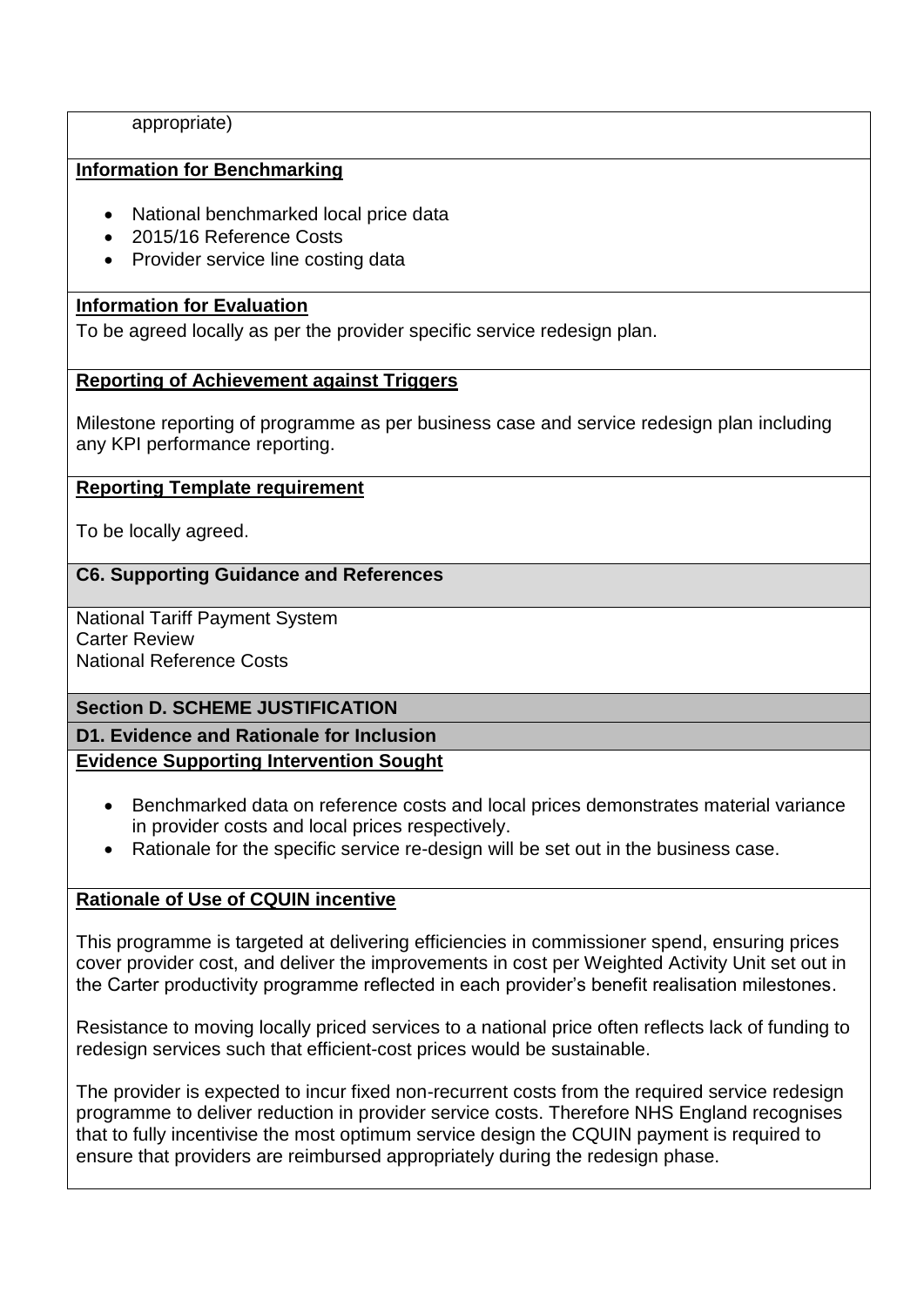appropriate)

**Information for Benchmarking**

- National benchmarked local price data
- 2015/16 Reference Costs
- Provider service line costing data

**Information for Evaluation**

To be agreed locally as per the provider specific service redesign plan.

**Reporting of Achievement against Triggers**

Milestone reporting of programme as per business case and service redesign plan including any KPI performance reporting.

**Reporting Template requirement**

To be locally agreed.

### C6. Supporting Guidance and References

National Tariff Payment System
Carter Review
National Reference Costs

## Section D. SCHEME JUSTIFICATION

### D1. Evidence and Rationale for Inclusion

**Evidence Supporting Intervention Sought**

- Benchmarked data on reference costs and local prices demonstrates material variance in provider costs and local prices respectively.
- Rationale for the specific service re-design will be set out in the business case.

**Rationale of Use of CQUIN incentive**

This programme is targeted at delivering efficiencies in commissioner spend, ensuring prices cover provider cost, and deliver the improvements in cost per Weighted Activity Unit set out in the Carter productivity programme reflected in each provider's benefit realisation milestones.

Resistance to moving locally priced services to a national price often reflects lack of funding to redesign services such that efficient-cost prices would be sustainable.

The provider is expected to incur fixed non-recurrent costs from the required service redesign programme to deliver reduction in provider service costs. Therefore NHS England recognises that to fully incentivise the most optimum service design the CQUIN payment is required to ensure that providers are reimbursed appropriately during the redesign phase.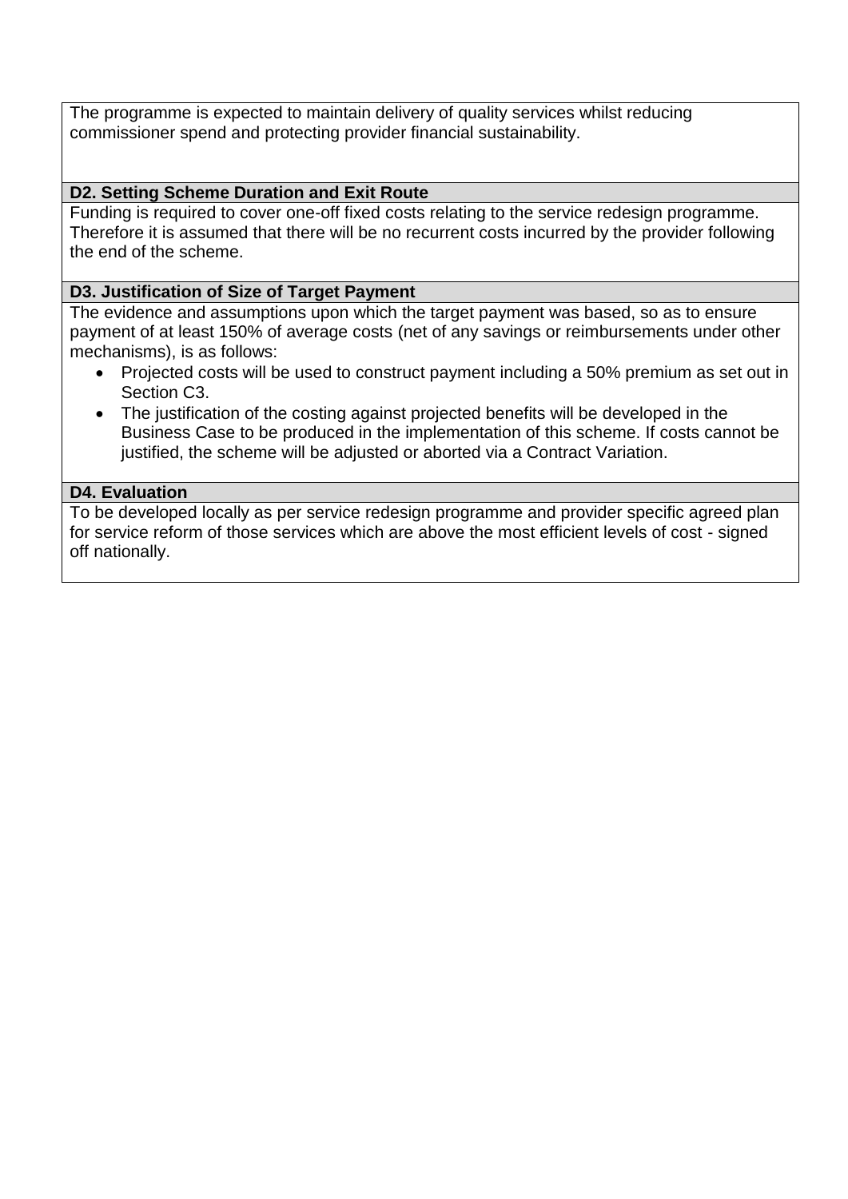The programme is expected to maintain delivery of quality services whilst reducing commissioner spend and protecting provider financial sustainability.

### D2. Setting Scheme Duration and Exit Route

Funding is required to cover one-off fixed costs relating to the service redesign programme. Therefore it is assumed that there will be no recurrent costs incurred by the provider following the end of the scheme.

### D3. Justification of Size of Target Payment

The evidence and assumptions upon which the target payment was based, so as to ensure payment of at least 150% of average costs (net of any savings or reimbursements under other mechanisms), is as follows:

- Projected costs will be used to construct payment including a 50% premium as set out in Section C3.
- The justification of the costing against projected benefits will be developed in the Business Case to be produced in the implementation of this scheme. If costs cannot be justified, the scheme will be adjusted or aborted via a Contract Variation.

### D4. Evaluation

To be developed locally as per service redesign programme and provider specific agreed plan for service reform of those services which are above the most efficient levels of cost - signed off nationally.